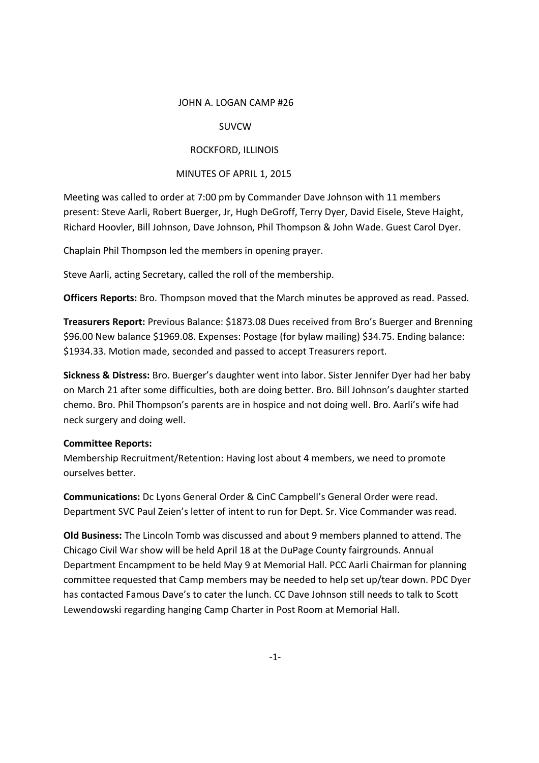JOHN A. LOGAN CAMP #26

SUVCW

ROCKFORD, ILLINOIS

MINUTES OF APRIL 1, 2015

Meeting was called to order at 7:00 pm by Commander Dave Johnson with 11 members present: Steve Aarli, Robert Buerger, Jr, Hugh DeGroff, Terry Dyer, David Eisele, Steve Haight, Richard Hoovler, Bill Johnson, Dave Johnson, Phil Thompson & John Wade. Guest Carol Dyer.

Chaplain Phil Thompson led the members in opening prayer.

Steve Aarli, acting Secretary, called the roll of the membership.

**Officers Reports:** Bro. Thompson moved that the March minutes be approved as read. Passed.

**Treasurers Report:** Previous Balance: $1873.08 Dues received from Bro's Buerger and Brenning $96.00 New balance $1969.08. Expenses: Postage (for bylaw mailing) $34.75. Ending balance: $1934.33. Motion made, seconded and passed to accept Treasurers report.

**Sickness & Distress:** Bro. Buerger's daughter went into labor. Sister Jennifer Dyer had her baby on March 21 after some difficulties, both are doing better. Bro. Bill Johnson's daughter started chemo. Bro. Phil Thompson's parents are in hospice and not doing well. Bro. Aarli's wife had neck surgery and doing well.

**Committee Reports:**
Membership Recruitment/Retention: Having lost about 4 members, we need to promote ourselves better.

**Communications:** Dc Lyons General Order & CinC Campbell's General Order were read. Department SVC Paul Zeien's letter of intent to run for Dept. Sr. Vice Commander was read.

**Old Business:** The Lincoln Tomb was discussed and about 9 members planned to attend. The Chicago Civil War show will be held April 18 at the DuPage County fairgrounds. Annual Department Encampment to be held May 9 at Memorial Hall. PCC Aarli Chairman for planning committee requested that Camp members may be needed to help set up/tear down. PDC Dyer has contacted Famous Dave's to cater the lunch. CC Dave Johnson still needs to talk to Scott Lewendowski regarding hanging Camp Charter in Post Room at Memorial Hall.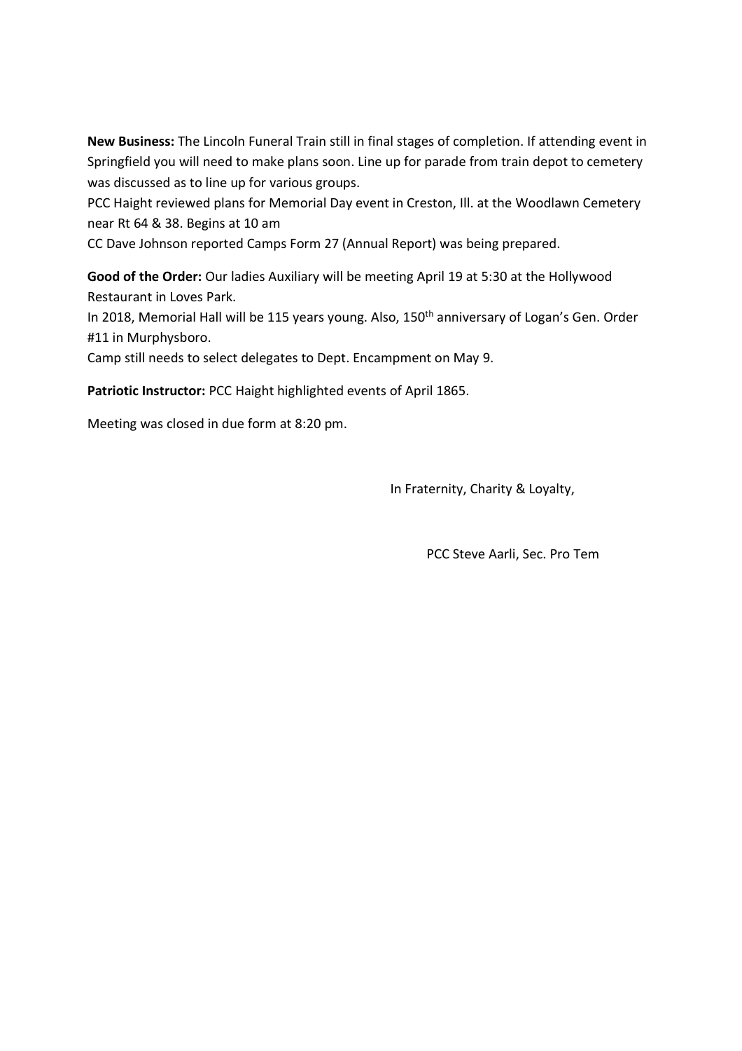**New Business:** The Lincoln Funeral Train still in final stages of completion. If attending event in Springfield you will need to make plans soon. Line up for parade from train depot to cemetery was discussed as to line up for various groups.

PCC Haight reviewed plans for Memorial Day event in Creston, Ill. at the Woodlawn Cemetery near Rt 64 & 38. Begins at 10 am

CC Dave Johnson reported Camps Form 27 (Annual Report) was being prepared.

**Good of the Order:** Our ladies Auxiliary will be meeting April 19 at 5:30 at the Hollywood Restaurant in Loves Park.

In 2018, Memorial Hall will be 115 years young. Also, 150th anniversary of Logan's Gen. Order #11 in Murphysboro.

Camp still needs to select delegates to Dept. Encampment on May 9.

**Patriotic Instructor:** PCC Haight highlighted events of April 1865.

Meeting was closed in due form at 8:20 pm.

In Fraternity, Charity & Loyalty,

PCC Steve Aarli, Sec. Pro Tem